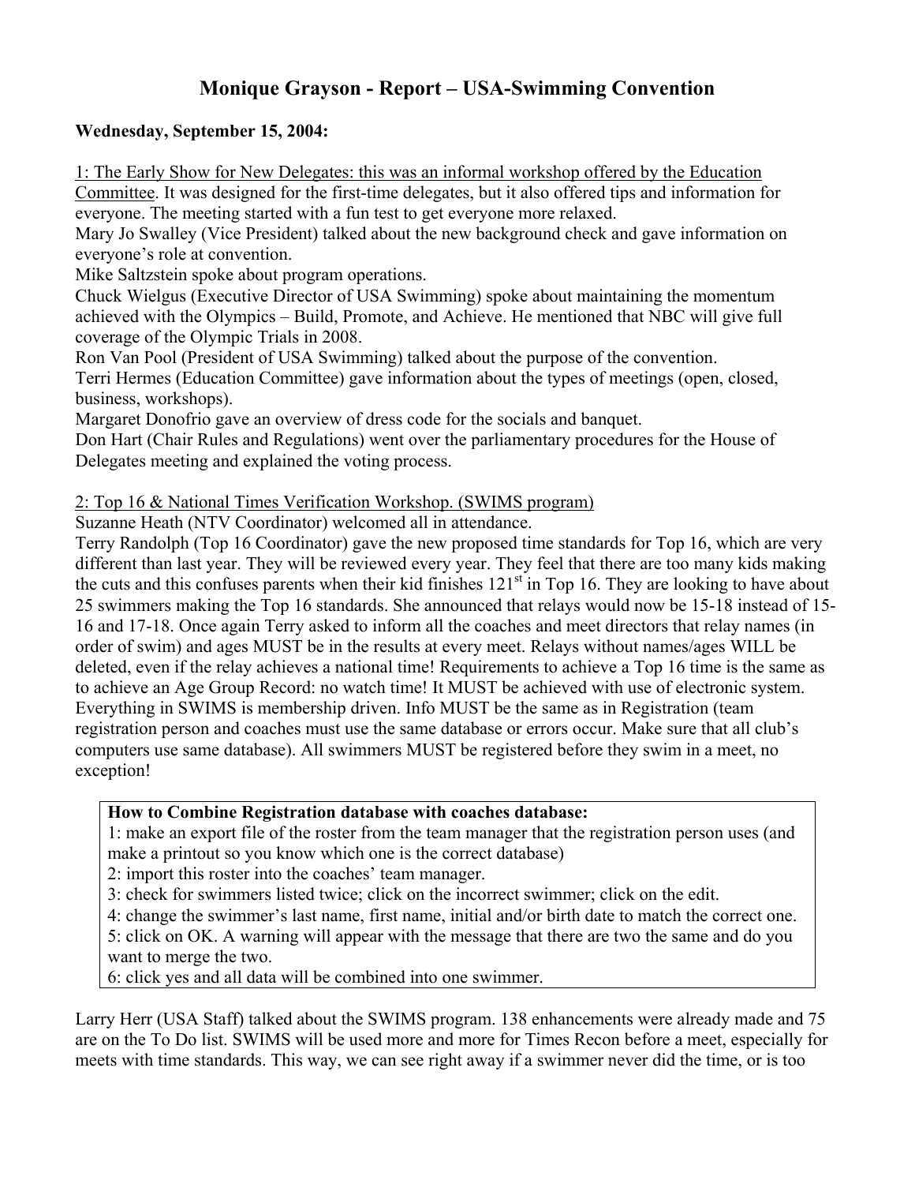# Monique Grayson - Report – USA-Swimming Convention

**Wednesday, September 15, 2004:**

1: The Early Show for New Delegates: this was an informal workshop offered by the Education Committee. It was designed for the first-time delegates, but it also offered tips and information for everyone. The meeting started with a fun test to get everyone more relaxed.

Mary Jo Swalley (Vice President) talked about the new background check and gave information on everyone's role at convention.

Mike Saltzstein spoke about program operations.

Chuck Wielgus (Executive Director of USA Swimming) spoke about maintaining the momentum achieved with the Olympics – Build, Promote, and Achieve. He mentioned that NBC will give full coverage of the Olympic Trials in 2008.

Ron Van Pool (President of USA Swimming) talked about the purpose of the convention.

Terri Hermes (Education Committee) gave information about the types of meetings (open, closed, business, workshops).

Margaret Donofrio gave an overview of dress code for the socials and banquet.

Don Hart (Chair Rules and Regulations) went over the parliamentary procedures for the House of Delegates meeting and explained the voting process.

2: Top 16 & National Times Verification Workshop. (SWIMS program)

Suzanne Heath (NTV Coordinator) welcomed all in attendance.

Terry Randolph (Top 16 Coordinator) gave the new proposed time standards for Top 16, which are very different than last year. They will be reviewed every year. They feel that there are too many kids making the cuts and this confuses parents when their kid finishes 121st in Top 16. They are looking to have about 25 swimmers making the Top 16 standards. She announced that relays would now be 15-18 instead of 15-16 and 17-18. Once again Terry asked to inform all the coaches and meet directors that relay names (in order of swim) and ages MUST be in the results at every meet. Relays without names/ages WILL be deleted, even if the relay achieves a national time! Requirements to achieve a Top 16 time is the same as to achieve an Age Group Record: no watch time! It MUST be achieved with use of electronic system. Everything in SWIMS is membership driven. Info MUST be the same as in Registration (team registration person and coaches must use the same database or errors occur. Make sure that all club's computers use same database). All swimmers MUST be registered before they swim in a meet, no exception!

**How to Combine Registration database with coaches database:**

1: make an export file of the roster from the team manager that the registration person uses (and make a printout so you know which one is the correct database)
2: import this roster into the coaches' team manager.
3: check for swimmers listed twice; click on the incorrect swimmer; click on the edit.
4: change the swimmer's last name, first name, initial and/or birth date to match the correct one.
5: click on OK. A warning will appear with the message that there are two the same and do you want to merge the two.
6: click yes and all data will be combined into one swimmer.

Larry Herr (USA Staff) talked about the SWIMS program. 138 enhancements were already made and 75 are on the To Do list. SWIMS will be used more and more for Times Recon before a meet, especially for meets with time standards. This way, we can see right away if a swimmer never did the time, or is too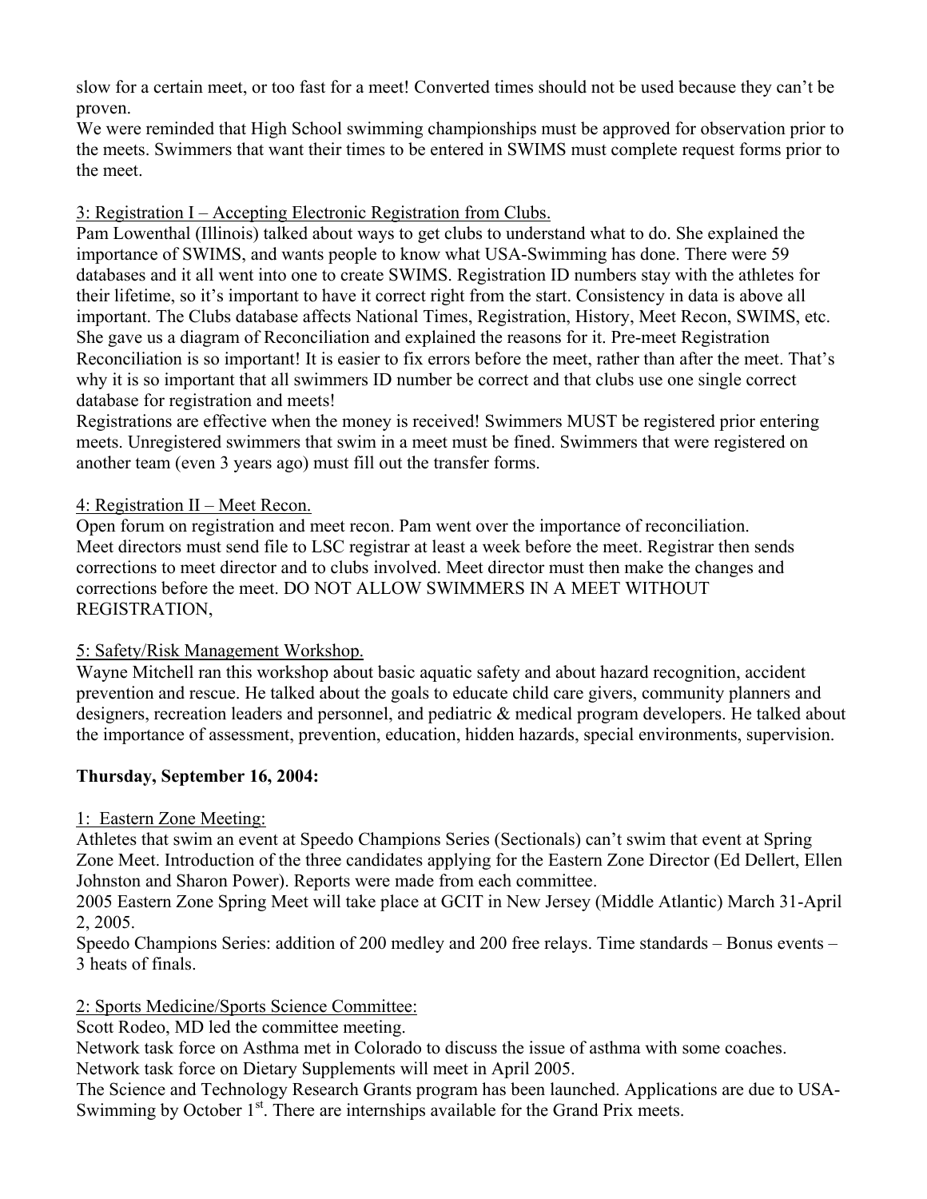slow for a certain meet, or too fast for a meet! Converted times should not be used because they can't be proven.
We were reminded that High School swimming championships must be approved for observation prior to the meets. Swimmers that want their times to be entered in SWIMS must complete request forms prior to the meet.

3: Registration I – Accepting Electronic Registration from Clubs.
Pam Lowenthal (Illinois) talked about ways to get clubs to understand what to do. She explained the importance of SWIMS, and wants people to know what USA-Swimming has done. There were 59 databases and it all went into one to create SWIMS. Registration ID numbers stay with the athletes for their lifetime, so it's important to have it correct right from the start. Consistency in data is above all important. The Clubs database affects National Times, Registration, History, Meet Recon, SWIMS, etc. She gave us a diagram of Reconciliation and explained the reasons for it. Pre-meet Registration Reconciliation is so important! It is easier to fix errors before the meet, rather than after the meet. That's why it is so important that all swimmers ID number be correct and that clubs use one single correct database for registration and meets!
Registrations are effective when the money is received! Swimmers MUST be registered prior entering meets. Unregistered swimmers that swim in a meet must be fined. Swimmers that were registered on another team (even 3 years ago) must fill out the transfer forms.

4: Registration II – Meet Recon.
Open forum on registration and meet recon. Pam went over the importance of reconciliation.
Meet directors must send file to LSC registrar at least a week before the meet. Registrar then sends corrections to meet director and to clubs involved. Meet director must then make the changes and corrections before the meet. DO NOT ALLOW SWIMMERS IN A MEET WITHOUT REGISTRATION,

5: Safety/Risk Management Workshop.
Wayne Mitchell ran this workshop about basic aquatic safety and about hazard recognition, accident prevention and rescue. He talked about the goals to educate child care givers, community planners and designers, recreation leaders and personnel, and pediatric & medical program developers. He talked about the importance of assessment, prevention, education, hidden hazards, special environments, supervision.

**Thursday, September 16, 2004:**

1: Eastern Zone Meeting:
Athletes that swim an event at Speedo Champions Series (Sectionals) can't swim that event at Spring Zone Meet. Introduction of the three candidates applying for the Eastern Zone Director (Ed Dellert, Ellen Johnston and Sharon Power). Reports were made from each committee.
2005 Eastern Zone Spring Meet will take place at GCIT in New Jersey (Middle Atlantic) March 31-April 2, 2005.
Speedo Champions Series: addition of 200 medley and 200 free relays. Time standards – Bonus events – 3 heats of finals.

2: Sports Medicine/Sports Science Committee:
Scott Rodeo, MD led the committee meeting.
Network task force on Asthma met in Colorado to discuss the issue of asthma with some coaches.
Network task force on Dietary Supplements will meet in April 2005.
The Science and Technology Research Grants program has been launched. Applications are due to USA-Swimming by October 1st. There are internships available for the Grand Prix meets.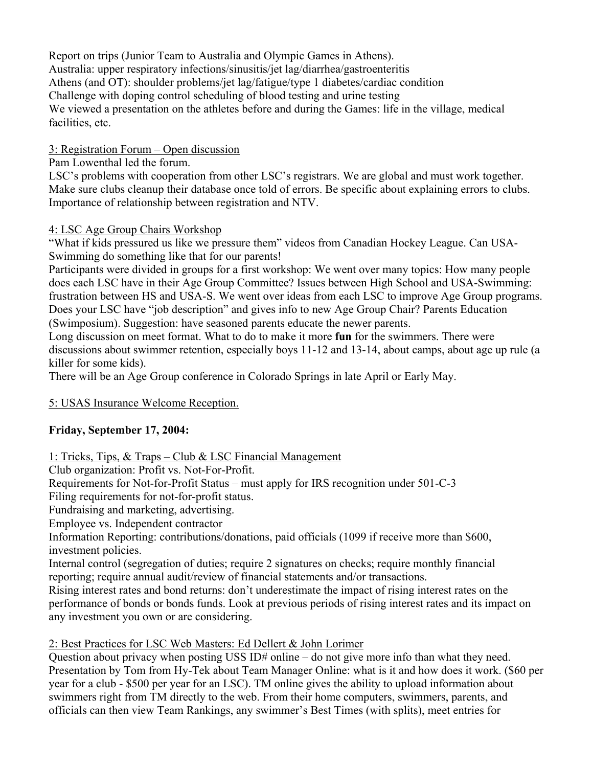Report on trips (Junior Team to Australia and Olympic Games in Athens).
Australia: upper respiratory infections/sinusitis/jet lag/diarrhea/gastroenteritis
Athens (and OT): shoulder problems/jet lag/fatigue/type 1 diabetes/cardiac condition
Challenge with doping control scheduling of blood testing and urine testing
We viewed a presentation on the athletes before and during the Games: life in the village, medical facilities, etc.

<u>3: Registration Forum – Open discussion</u>
Pam Lowenthal led the forum.
LSC's problems with cooperation from other LSC's registrars. We are global and must work together. Make sure clubs cleanup their database once told of errors. Be specific about explaining errors to clubs. Importance of relationship between registration and NTV.

<u>4: LSC Age Group Chairs Workshop</u>
"What if kids pressured us like we pressure them" videos from Canadian Hockey League. Can USA-Swimming do something like that for our parents!
Participants were divided in groups for a first workshop: We went over many topics: How many people does each LSC have in their Age Group Committee? Issues between High School and USA-Swimming: frustration between HS and USA-S. We went over ideas from each LSC to improve Age Group programs. Does your LSC have "job description" and gives info to new Age Group Chair? Parents Education (Swimposium). Suggestion: have seasoned parents educate the newer parents.
Long discussion on meet format. What to do to make it more **fun** for the swimmers. There were discussions about swimmer retention, especially boys 11-12 and 13-14, about camps, about age up rule (a killer for some kids).
There will be an Age Group conference in Colorado Springs in late April or Early May.

<u>5: USAS Insurance Welcome Reception.</u>

**Friday, September 17, 2004:**

<u>1: Tricks, Tips, & Traps – Club & LSC Financial Management</u>
Club organization: Profit vs. Not-For-Profit.
Requirements for Not-for-Profit Status – must apply for IRS recognition under 501-C-3
Filing requirements for not-for-profit status.
Fundraising and marketing, advertising.
Employee vs. Independent contractor
Information Reporting: contributions/donations, paid officials (1099 if receive more than $600, investment policies.
Internal control (segregation of duties; require 2 signatures on checks; require monthly financial reporting; require annual audit/review of financial statements and/or transactions.
Rising interest rates and bond returns: don't underestimate the impact of rising interest rates on the performance of bonds or bonds funds. Look at previous periods of rising interest rates and its impact on any investment you own or are considering.

<u>2: Best Practices for LSC Web Masters: Ed Dellert & John Lorimer</u>
Question about privacy when posting USS ID# online – do not give more info than what they need.
Presentation by Tom from Hy-Tek about Team Manager Online: what is it and how does it work. ($60 per year for a club - $500 per year for an LSC). TM online gives the ability to upload information about swimmers right from TM directly to the web. From their home computers, swimmers, parents, and officials can then view Team Rankings, any swimmer's Best Times (with splits), meet entries for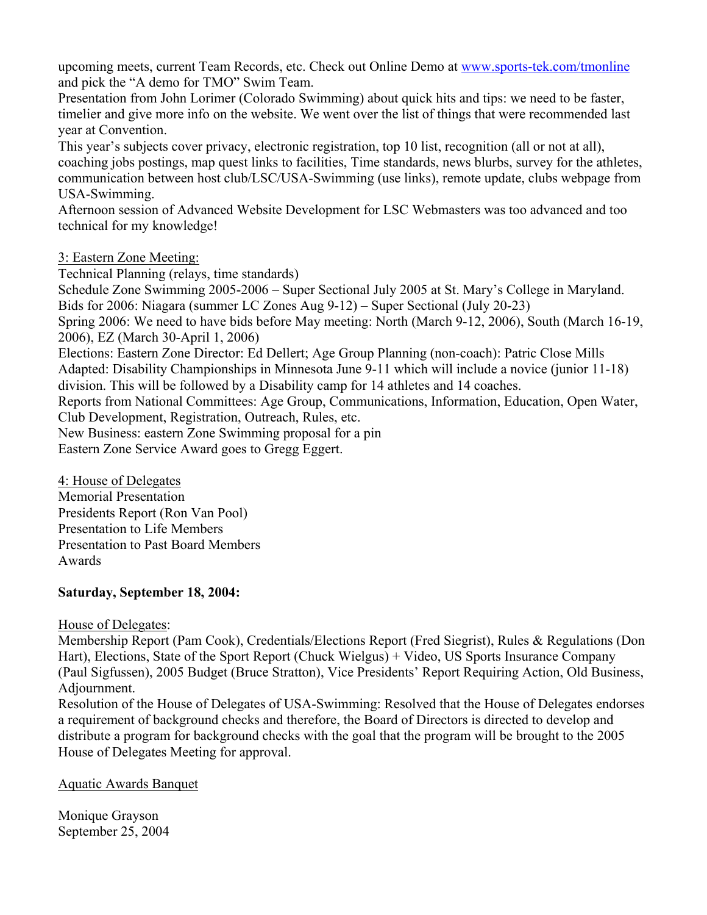upcoming meets, current Team Records, etc. Check out Online Demo at [www.sports-tek.com/tmonline](www.sports-tek.com/tmonline) and pick the "A demo for TMO" Swim Team.

Presentation from John Lorimer (Colorado Swimming) about quick hits and tips: we need to be faster, timelier and give more info on the website. We went over the list of things that were recommended last year at Convention.

This year's subjects cover privacy, electronic registration, top 10 list, recognition (all or not at all), coaching jobs postings, map quest links to facilities, Time standards, news blurbs, survey for the athletes, communication between host club/LSC/USA-Swimming (use links), remote update, clubs webpage from USA-Swimming.

Afternoon session of Advanced Website Development for LSC Webmasters was too advanced and too technical for my knowledge!

3: Eastern Zone Meeting:

Technical Planning (relays, time standards)

Schedule Zone Swimming 2005-2006 – Super Sectional July 2005 at St. Mary's College in Maryland.

Bids for 2006: Niagara (summer LC Zones Aug 9-12) – Super Sectional (July 20-23)

Spring 2006: We need to have bids before May meeting: North (March 9-12, 2006), South (March 16-19, 2006), EZ (March 30-April 1, 2006)

Elections: Eastern Zone Director: Ed Dellert; Age Group Planning (non-coach): Patric Close Mills

Adapted: Disability Championships in Minnesota June 9-11 which will include a novice (junior 11-18) division. This will be followed by a Disability camp for 14 athletes and 14 coaches.

Reports from National Committees: Age Group, Communications, Information, Education, Open Water, Club Development, Registration, Outreach, Rules, etc.

New Business: eastern Zone Swimming proposal for a pin

Eastern Zone Service Award goes to Gregg Eggert.

4: House of Delegates

Memorial Presentation

Presidents Report (Ron Van Pool)

Presentation to Life Members

Presentation to Past Board Members

Awards

**Saturday, September 18, 2004:**

House of Delegates:

Membership Report (Pam Cook), Credentials/Elections Report (Fred Siegrist), Rules & Regulations (Don Hart), Elections, State of the Sport Report (Chuck Wielgus) + Video, US Sports Insurance Company (Paul Sigfussen), 2005 Budget (Bruce Stratton), Vice Presidents' Report Requiring Action, Old Business, Adjournment.

Resolution of the House of Delegates of USA-Swimming: Resolved that the House of Delegates endorses a requirement of background checks and therefore, the Board of Directors is directed to develop and distribute a program for background checks with the goal that the program will be brought to the 2005 House of Delegates Meeting for approval.

Aquatic Awards Banquet

Monique Grayson
September 25, 2004